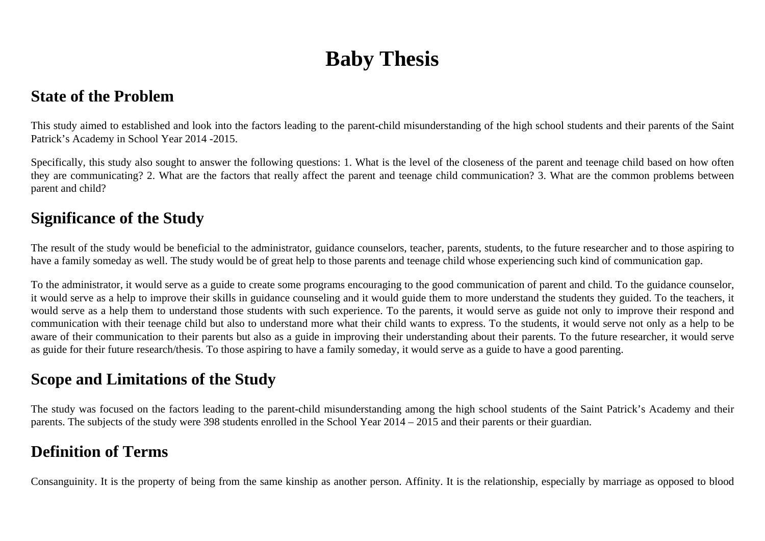# Baby Thesis

## State of the Problem

This study aimed to established and look into the factors leading to the parent-child misunderstanding of the high school students and their parents of the Saint Patrick's Academy in School Year 2014 -2015.

Specifically, this study also sought to answer the following questions: 1. What is the level of the closeness of the parent and teenage child based on how often they are communicating? 2. What are the factors that really affect the parent and teenage child communication? 3. What are the common problems between parent and child?

## Significance of the Study

The result of the study would be beneficial to the administrator, guidance counselors, teacher, parents, students, to the future researcher and to those aspiring to have a family someday as well. The study would be of great help to those parents and teenage child whose experiencing such kind of communication gap.

To the administrator, it would serve as a guide to create some programs encouraging to the good communication of parent and child. To the guidance counselor, it would serve as a help to improve their skills in guidance counseling and it would guide them to more understand the students they guided. To the teachers, it would serve as a help them to understand those students with such experience. To the parents, it would serve as guide not only to improve their respond and communication with their teenage child but also to understand more what their child wants to express. To the students, it would serve not only as a help to be aware of their communication to their parents but also as a guide in improving their understanding about their parents. To the future researcher, it would serve as guide for their future research/thesis. To those aspiring to have a family someday, it would serve as a guide to have a good parenting.

## Scope and Limitations of the Study

The study was focused on the factors leading to the parent-child misunderstanding among the high school students of the Saint Patrick's Academy and their parents. The subjects of the study were 398 students enrolled in the School Year 2014 – 2015 and their parents or their guardian.

## Definition of Terms

Consanguinity. It is the property of being from the same kinship as another person. Affinity. It is the relationship, especially by marriage as opposed to blood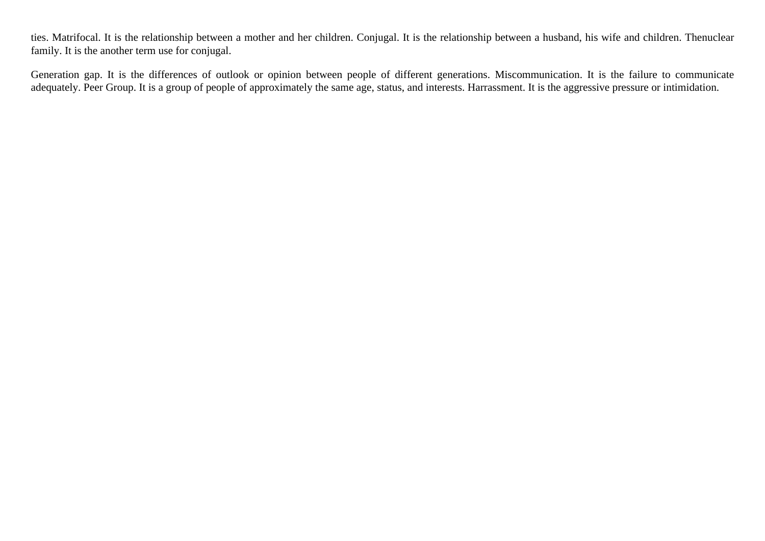ties. Matrifocal. It is the relationship between a mother and her children. Conjugal. It is the relationship between a husband, his wife and children. Thenuclear family. It is the another term use for conjugal.

Generation gap. It is the differences of outlook or opinion between people of different generations. Miscommunication. It is the failure to communicate adequately. Peer Group. It is a group of people of approximately the same age, status, and interests. Harrassment. It is the aggressive pressure or intimidation.